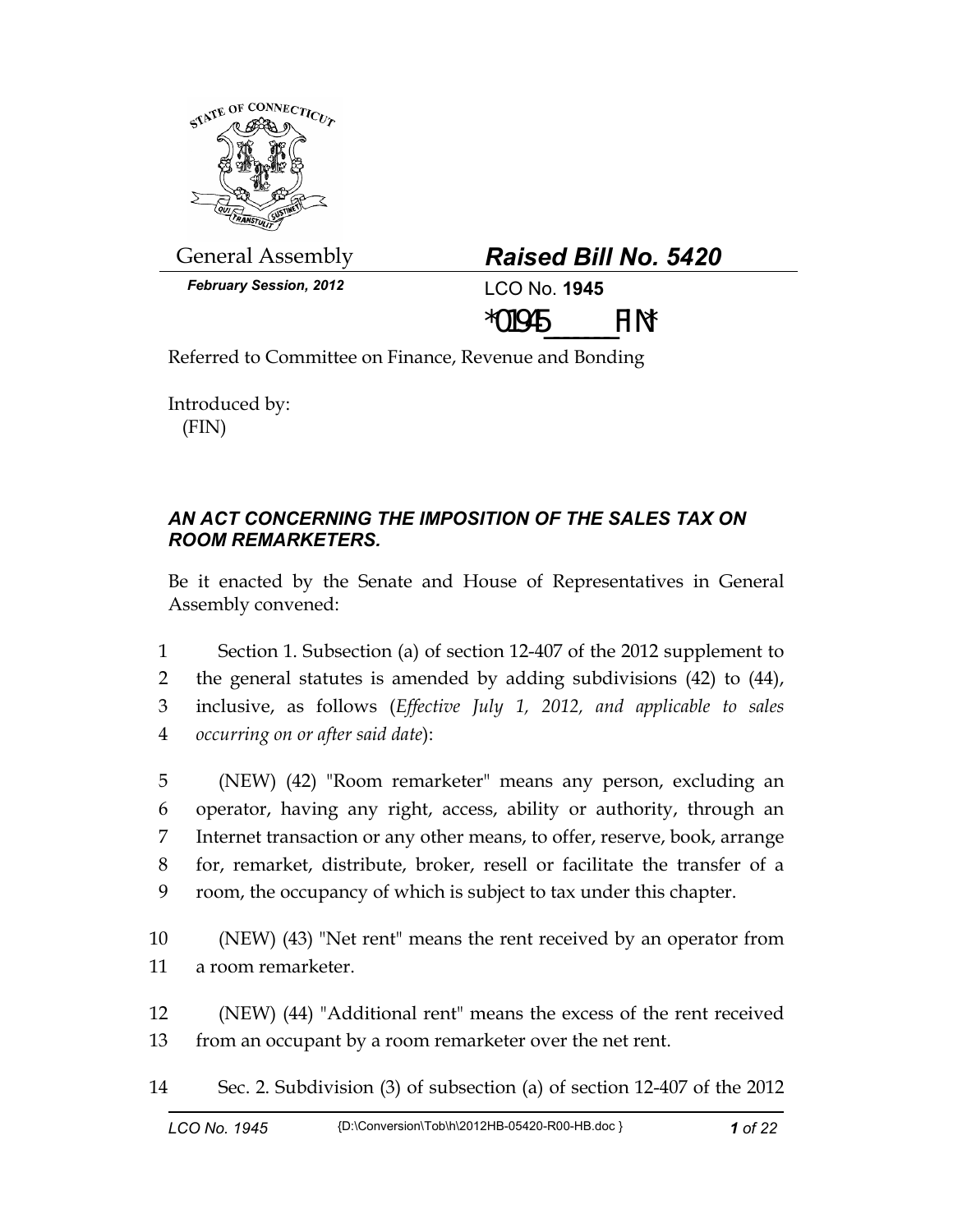General Assembly

***February Session, 2012***

## ***Raised Bill No. 5420***

LCO No. **1945**

*01945_______FIN*

Referred to Committee on Finance, Revenue and Bonding

Introduced by:
(FIN)

### *AN ACT CONCERNING THE IMPOSITION OF THE SALES TAX ON ROOM REMARKETERS.*

Be it enacted by the Senate and House of Representatives in General Assembly convened:

1 Section 1. Subsection (a) of section 12-407 of the 2012 supplement to
2 the general statutes is amended by adding subdivisions (42) to (44),
3 inclusive, as follows (*Effective July 1, 2012, and applicable to sales*
4 *occurring on or after said date*):

5 (NEW) (42) "Room remarketer" means any person, excluding an
6 operator, having any right, access, ability or authority, through an
7 Internet transaction or any other means, to offer, reserve, book, arrange
8 for, remarket, distribute, broker, resell or facilitate the transfer of a
9 room, the occupancy of which is subject to tax under this chapter.

10 (NEW) (43) "Net rent" means the rent received by an operator from
11 a room remarketer.

12 (NEW) (44) "Additional rent" means the excess of the rent received
13 from an occupant by a room remarketer over the net rent.

14 Sec. 2. Subdivision (3) of subsection (a) of section 12-407 of the 2012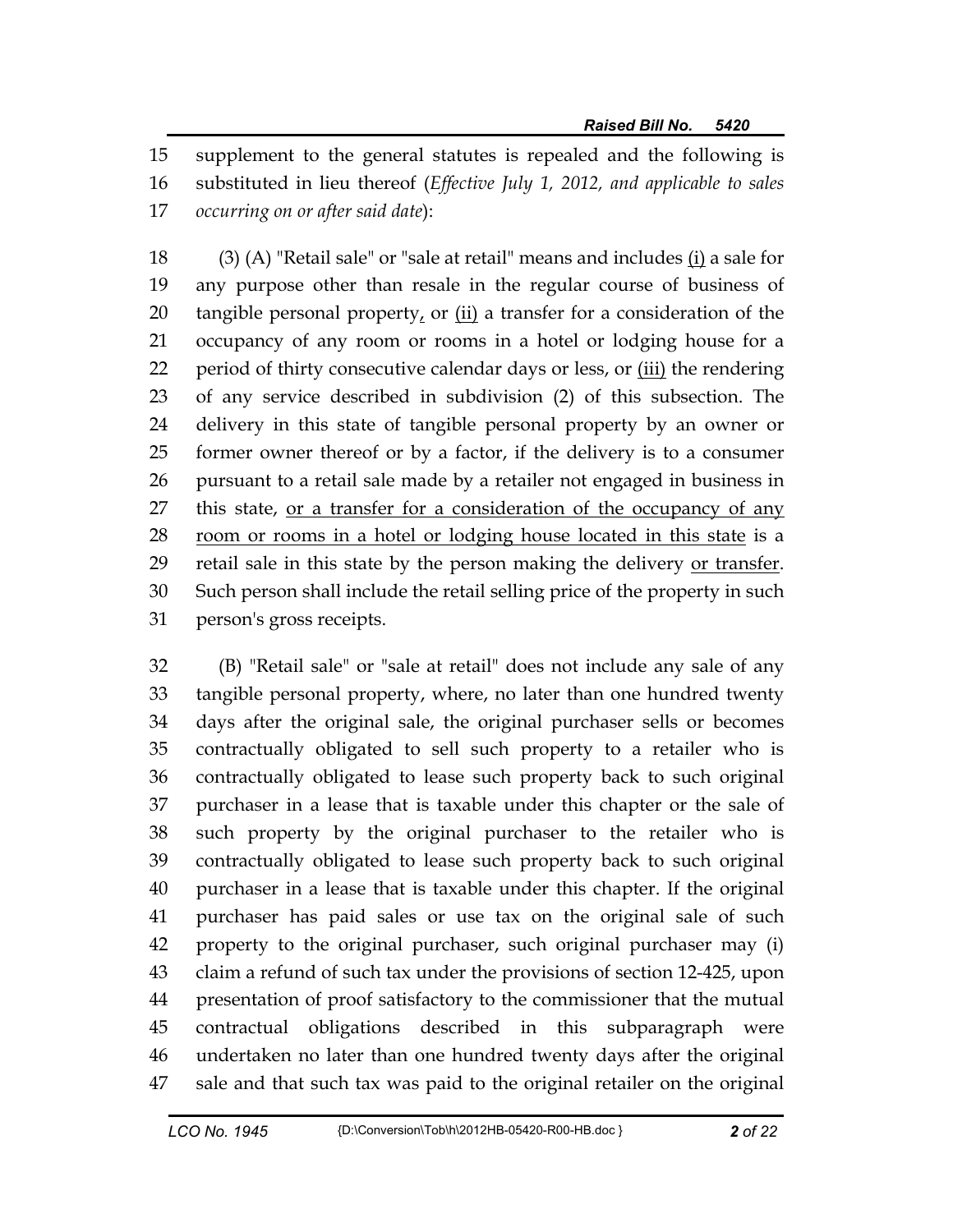supplement to the general statutes is repealed and the following is substituted in lieu thereof (*Effective July 1, 2012, and applicable to sales occurring on or after said date*):

(3) (A) "Retail sale" or "sale at retail" means and includes <u>(i)</u> a sale for any purpose other than resale in the regular course of business of tangible personal property<u>,</u> or <u>(ii)</u> a transfer for a consideration of the occupancy of any room or rooms in a hotel or lodging house for a period of thirty consecutive calendar days or less, or <u>(iii)</u> the rendering of any service described in subdivision (2) of this subsection. The delivery in this state of tangible personal property by an owner or former owner thereof or by a factor, if the delivery is to a consumer pursuant to a retail sale made by a retailer not engaged in business in this state, <u>or a transfer for a consideration of the occupancy of any room or rooms in a hotel or lodging house located in this state</u> is a retail sale in this state by the person making the delivery <u>or transfer</u>. Such person shall include the retail selling price of the property in such person's gross receipts.

(B) "Retail sale" or "sale at retail" does not include any sale of any tangible personal property, where, no later than one hundred twenty days after the original sale, the original purchaser sells or becomes contractually obligated to sell such property to a retailer who is contractually obligated to lease such property back to such original purchaser in a lease that is taxable under this chapter or the sale of such property by the original purchaser to the retailer who is contractually obligated to lease such property back to such original purchaser in a lease that is taxable under this chapter. If the original purchaser has paid sales or use tax on the original sale of such property to the original purchaser, such original purchaser may (i) claim a refund of such tax under the provisions of section 12-425, upon presentation of proof satisfactory to the commissioner that the mutual contractual obligations described in this subparagraph were undertaken no later than one hundred twenty days after the original sale and that such tax was paid to the original retailer on the original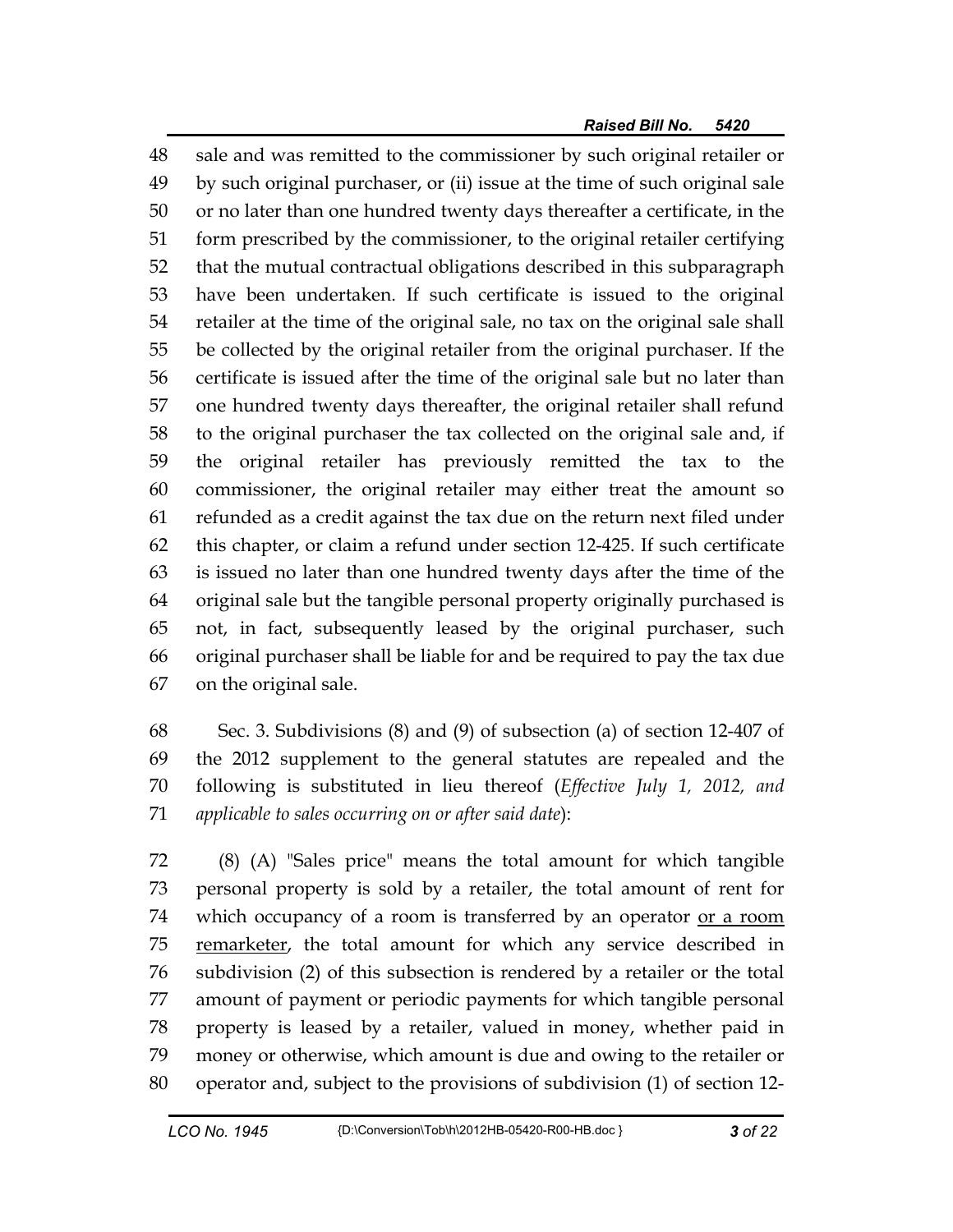48 sale and was remitted to the commissioner by such original retailer or
49 by such original purchaser, or (ii) issue at the time of such original sale
50 or no later than one hundred twenty days thereafter a certificate, in the
51 form prescribed by the commissioner, to the original retailer certifying
52 that the mutual contractual obligations described in this subparagraph
53 have been undertaken. If such certificate is issued to the original
54 retailer at the time of the original sale, no tax on the original sale shall
55 be collected by the original retailer from the original purchaser. If the
56 certificate is issued after the time of the original sale but no later than
57 one hundred twenty days thereafter, the original retailer shall refund
58 to the original purchaser the tax collected on the original sale and, if
59 the original retailer has previously remitted the tax to the
60 commissioner, the original retailer may either treat the amount so
61 refunded as a credit against the tax due on the return next filed under
62 this chapter, or claim a refund under section 12-425. If such certificate
63 is issued no later than one hundred twenty days after the time of the
64 original sale but the tangible personal property originally purchased is
65 not, in fact, subsequently leased by the original purchaser, such
66 original purchaser shall be liable for and be required to pay the tax due
67 on the original sale.

68 Sec. 3. Subdivisions (8) and (9) of subsection (a) of section 12-407 of
69 the 2012 supplement to the general statutes are repealed and the
70 following is substituted in lieu thereof (*Effective July 1, 2012, and*
71 *applicable to sales occurring on or after said date*):

72 (8) (A) "Sales price" means the total amount for which tangible
73 personal property is sold by a retailer, the total amount of rent for
74 which occupancy of a room is transferred by an operator <u>or a room</u>
75 <u>remarketer</u>, the total amount for which any service described in
76 subdivision (2) of this subsection is rendered by a retailer or the total
77 amount of payment or periodic payments for which tangible personal
78 property is leased by a retailer, valued in money, whether paid in
79 money or otherwise, which amount is due and owing to the retailer or
80 operator and, subject to the provisions of subdivision (1) of section 12-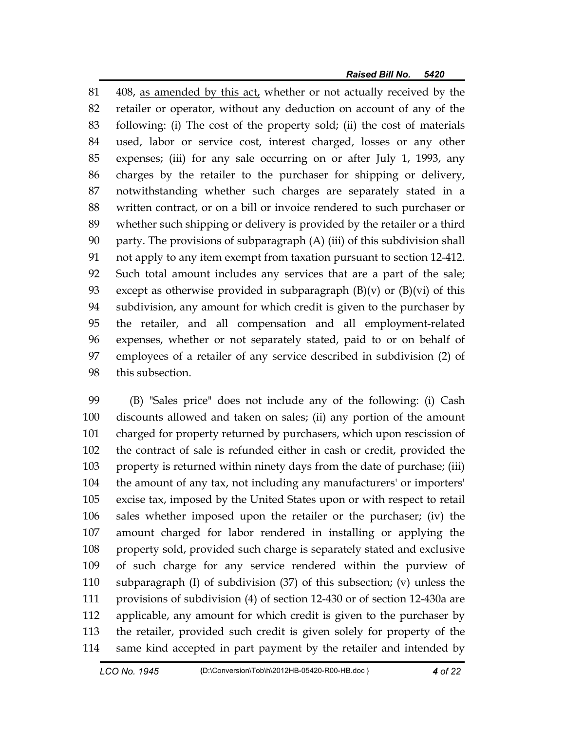408, <u>as amended by this act,</u> whether or not actually received by the retailer or operator, without any deduction on account of any of the following: (i) The cost of the property sold; (ii) the cost of materials used, labor or service cost, interest charged, losses or any other expenses; (iii) for any sale occurring on or after July 1, 1993, any charges by the retailer to the purchaser for shipping or delivery, notwithstanding whether such charges are separately stated in a written contract, or on a bill or invoice rendered to such purchaser or whether such shipping or delivery is provided by the retailer or a third party. The provisions of subparagraph (A) (iii) of this subdivision shall not apply to any item exempt from taxation pursuant to section 12-412. Such total amount includes any services that are a part of the sale; except as otherwise provided in subparagraph (B)(v) or (B)(vi) of this subdivision, any amount for which credit is given to the purchaser by the retailer, and all compensation and all employment-related expenses, whether or not separately stated, paid to or on behalf of employees of a retailer of any service described in subdivision (2) of this subsection.

(B) "Sales price" does not include any of the following: (i) Cash discounts allowed and taken on sales; (ii) any portion of the amount charged for property returned by purchasers, which upon rescission of the contract of sale is refunded either in cash or credit, provided the property is returned within ninety days from the date of purchase; (iii) the amount of any tax, not including any manufacturers' or importers' excise tax, imposed by the United States upon or with respect to retail sales whether imposed upon the retailer or the purchaser; (iv) the amount charged for labor rendered in installing or applying the property sold, provided such charge is separately stated and exclusive of such charge for any service rendered within the purview of subparagraph (I) of subdivision (37) of this subsection; (v) unless the provisions of subdivision (4) of section 12-430 or of section 12-430a are applicable, any amount for which credit is given to the purchaser by the retailer, provided such credit is given solely for property of the same kind accepted in part payment by the retailer and intended by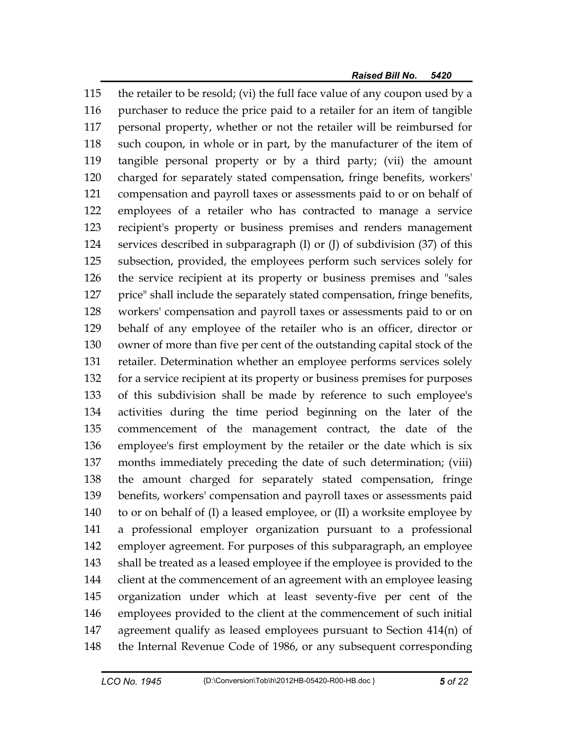115 the retailer to be resold; (vi) the full face value of any coupon used by a
116 purchaser to reduce the price paid to a retailer for an item of tangible
117 personal property, whether or not the retailer will be reimbursed for
118 such coupon, in whole or in part, by the manufacturer of the item of
119 tangible personal property or by a third party; (vii) the amount
120 charged for separately stated compensation, fringe benefits, workers'
121 compensation and payroll taxes or assessments paid to or on behalf of
122 employees of a retailer who has contracted to manage a service
123 recipient's property or business premises and renders management
124 services described in subparagraph (I) or (J) of subdivision (37) of this
125 subsection, provided, the employees perform such services solely for
126 the service recipient at its property or business premises and "sales
127 price" shall include the separately stated compensation, fringe benefits,
128 workers' compensation and payroll taxes or assessments paid to or on
129 behalf of any employee of the retailer who is an officer, director or
130 owner of more than five per cent of the outstanding capital stock of the
131 retailer. Determination whether an employee performs services solely
132 for a service recipient at its property or business premises for purposes
133 of this subdivision shall be made by reference to such employee's
134 activities during the time period beginning on the later of the
135 commencement of the management contract, the date of the
136 employee's first employment by the retailer or the date which is six
137 months immediately preceding the date of such determination; (viii)
138 the amount charged for separately stated compensation, fringe
139 benefits, workers' compensation and payroll taxes or assessments paid
140 to or on behalf of (I) a leased employee, or (II) a worksite employee by
141 a professional employer organization pursuant to a professional
142 employer agreement. For purposes of this subparagraph, an employee
143 shall be treated as a leased employee if the employee is provided to the
144 client at the commencement of an agreement with an employee leasing
145 organization under which at least seventy-five per cent of the
146 employees provided to the client at the commencement of such initial
147 agreement qualify as leased employees pursuant to Section 414(n) of
148 the Internal Revenue Code of 1986, or any subsequent corresponding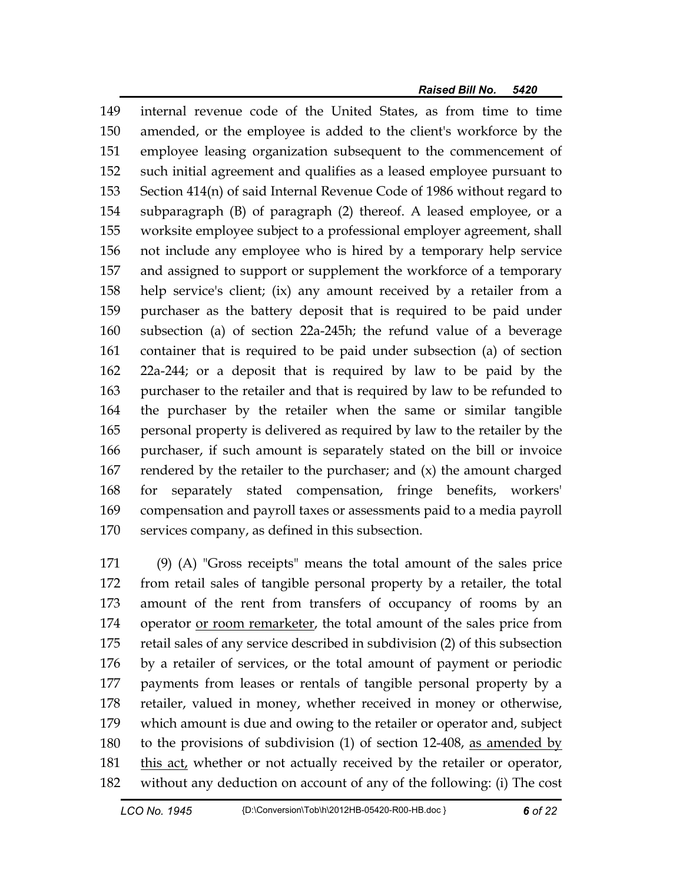internal revenue code of the United States, as from time to time amended, or the employee is added to the client's workforce by the employee leasing organization subsequent to the commencement of such initial agreement and qualifies as a leased employee pursuant to Section 414(n) of said Internal Revenue Code of 1986 without regard to subparagraph (B) of paragraph (2) thereof. A leased employee, or a worksite employee subject to a professional employer agreement, shall not include any employee who is hired by a temporary help service and assigned to support or supplement the workforce of a temporary help service's client; (ix) any amount received by a retailer from a purchaser as the battery deposit that is required to be paid under subsection (a) of section 22a-245h; the refund value of a beverage container that is required to be paid under subsection (a) of section 22a-244; or a deposit that is required by law to be paid by the purchaser to the retailer and that is required by law to be refunded to the purchaser by the retailer when the same or similar tangible personal property is delivered as required by law to the retailer by the purchaser, if such amount is separately stated on the bill or invoice rendered by the retailer to the purchaser; and (x) the amount charged for separately stated compensation, fringe benefits, workers' compensation and payroll taxes or assessments paid to a media payroll services company, as defined in this subsection.

(9) (A) "Gross receipts" means the total amount of the sales price from retail sales of tangible personal property by a retailer, the total amount of the rent from transfers of occupancy of rooms by an operator <u>or room remarketer</u>, the total amount of the sales price from retail sales of any service described in subdivision (2) of this subsection by a retailer of services, or the total amount of payment or periodic payments from leases or rentals of tangible personal property by a retailer, valued in money, whether received in money or otherwise, which amount is due and owing to the retailer or operator and, subject to the provisions of subdivision (1) of section 12-408, <u>as amended by this act</u>, whether or not actually received by the retailer or operator, without any deduction on account of any of the following: (i) The cost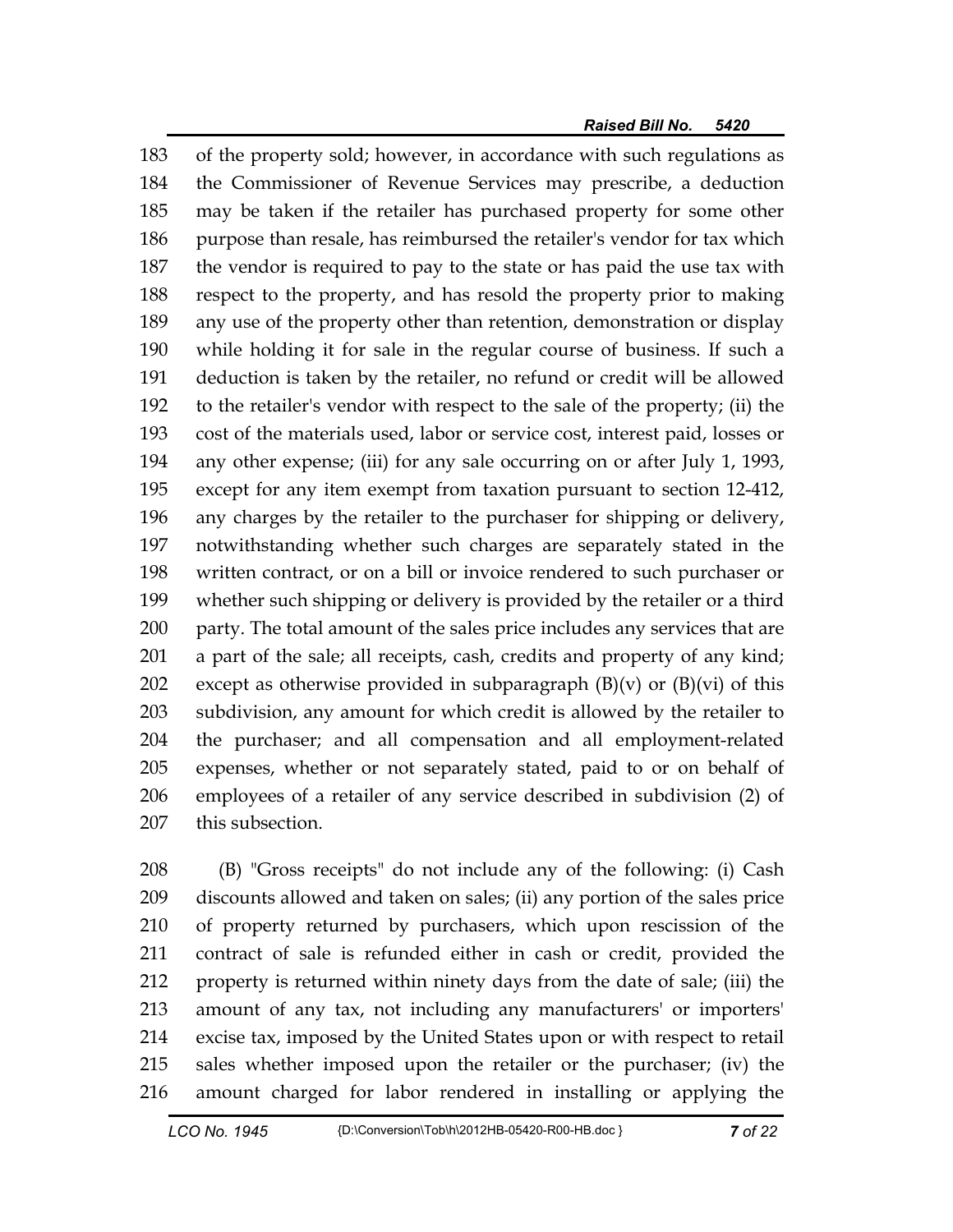of the property sold; however, in accordance with such regulations as the Commissioner of Revenue Services may prescribe, a deduction may be taken if the retailer has purchased property for some other purpose than resale, has reimbursed the retailer's vendor for tax which the vendor is required to pay to the state or has paid the use tax with respect to the property, and has resold the property prior to making any use of the property other than retention, demonstration or display while holding it for sale in the regular course of business. If such a deduction is taken by the retailer, no refund or credit will be allowed to the retailer's vendor with respect to the sale of the property; (ii) the cost of the materials used, labor or service cost, interest paid, losses or any other expense; (iii) for any sale occurring on or after July 1, 1993, except for any item exempt from taxation pursuant to section 12-412, any charges by the retailer to the purchaser for shipping or delivery, notwithstanding whether such charges are separately stated in the written contract, or on a bill or invoice rendered to such purchaser or whether such shipping or delivery is provided by the retailer or a third party. The total amount of the sales price includes any services that are a part of the sale; all receipts, cash, credits and property of any kind; except as otherwise provided in subparagraph (B)(v) or (B)(vi) of this subdivision, any amount for which credit is allowed by the retailer to the purchaser; and all compensation and all employment-related expenses, whether or not separately stated, paid to or on behalf of employees of a retailer of any service described in subdivision (2) of this subsection.

(B) "Gross receipts" do not include any of the following: (i) Cash discounts allowed and taken on sales; (ii) any portion of the sales price of property returned by purchasers, which upon rescission of the contract of sale is refunded either in cash or credit, provided the property is returned within ninety days from the date of sale; (iii) the amount of any tax, not including any manufacturers' or importers' excise tax, imposed by the United States upon or with respect to retail sales whether imposed upon the retailer or the purchaser; (iv) the amount charged for labor rendered in installing or applying the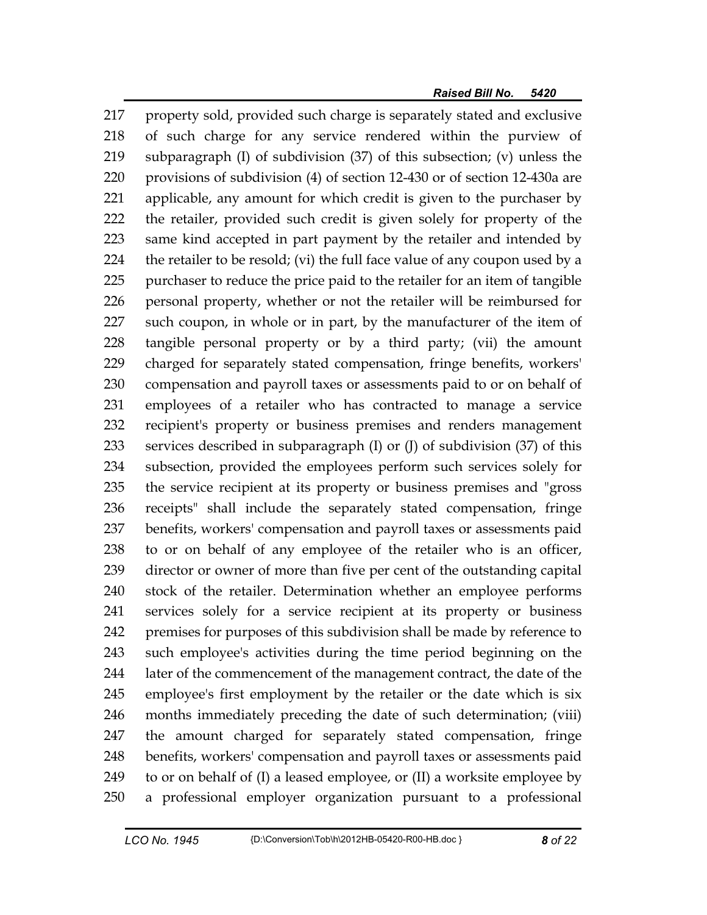property sold, provided such charge is separately stated and exclusive of such charge for any service rendered within the purview of subparagraph (I) of subdivision (37) of this subsection; (v) unless the provisions of subdivision (4) of section 12-430 or of section 12-430a are applicable, any amount for which credit is given to the purchaser by the retailer, provided such credit is given solely for property of the same kind accepted in part payment by the retailer and intended by the retailer to be resold; (vi) the full face value of any coupon used by a purchaser to reduce the price paid to the retailer for an item of tangible personal property, whether or not the retailer will be reimbursed for such coupon, in whole or in part, by the manufacturer of the item of tangible personal property or by a third party; (vii) the amount charged for separately stated compensation, fringe benefits, workers' compensation and payroll taxes or assessments paid to or on behalf of employees of a retailer who has contracted to manage a service recipient's property or business premises and renders management services described in subparagraph (I) or (J) of subdivision (37) of this subsection, provided the employees perform such services solely for the service recipient at its property or business premises and "gross receipts" shall include the separately stated compensation, fringe benefits, workers' compensation and payroll taxes or assessments paid to or on behalf of any employee of the retailer who is an officer, director or owner of more than five per cent of the outstanding capital stock of the retailer. Determination whether an employee performs services solely for a service recipient at its property or business premises for purposes of this subdivision shall be made by reference to such employee's activities during the time period beginning on the later of the commencement of the management contract, the date of the employee's first employment by the retailer or the date which is six months immediately preceding the date of such determination; (viii) the amount charged for separately stated compensation, fringe benefits, workers' compensation and payroll taxes or assessments paid to or on behalf of (I) a leased employee, or (II) a worksite employee by a professional employer organization pursuant to a professional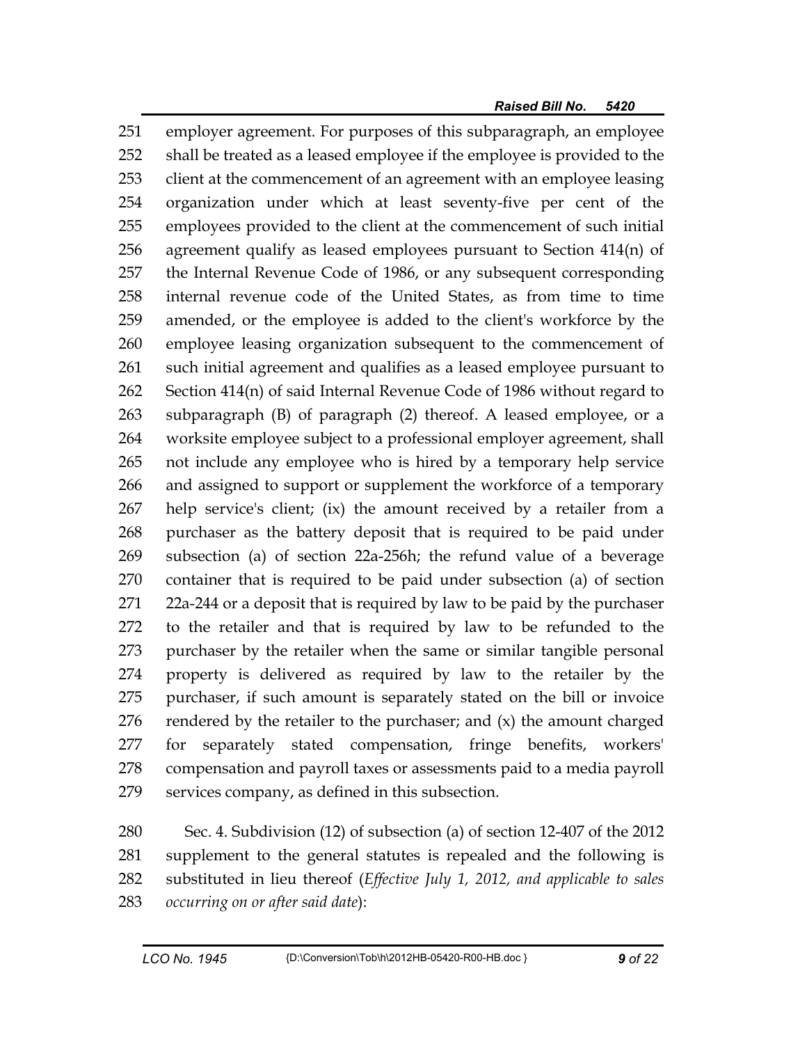employer agreement. For purposes of this subparagraph, an employee shall be treated as a leased employee if the employee is provided to the client at the commencement of an agreement with an employee leasing organization under which at least seventy-five per cent of the employees provided to the client at the commencement of such initial agreement qualify as leased employees pursuant to Section 414(n) of the Internal Revenue Code of 1986, or any subsequent corresponding internal revenue code of the United States, as from time to time amended, or the employee is added to the client's workforce by the employee leasing organization subsequent to the commencement of such initial agreement and qualifies as a leased employee pursuant to Section 414(n) of said Internal Revenue Code of 1986 without regard to subparagraph (B) of paragraph (2) thereof. A leased employee, or a worksite employee subject to a professional employer agreement, shall not include any employee who is hired by a temporary help service and assigned to support or supplement the workforce of a temporary help service's client; (ix) the amount received by a retailer from a purchaser as the battery deposit that is required to be paid under subsection (a) of section 22a-256h; the refund value of a beverage container that is required to be paid under subsection (a) of section 22a-244 or a deposit that is required by law to be paid by the purchaser to the retailer and that is required by law to be refunded to the purchaser by the retailer when the same or similar tangible personal property is delivered as required by law to the retailer by the purchaser, if such amount is separately stated on the bill or invoice rendered by the retailer to the purchaser; and (x) the amount charged for separately stated compensation, fringe benefits, workers' compensation and payroll taxes or assessments paid to a media payroll services company, as defined in this subsection.

Sec. 4. Subdivision (12) of subsection (a) of section 12-407 of the 2012 supplement to the general statutes is repealed and the following is substituted in lieu thereof (*Effective July 1, 2012, and applicable to sales occurring on or after said date*):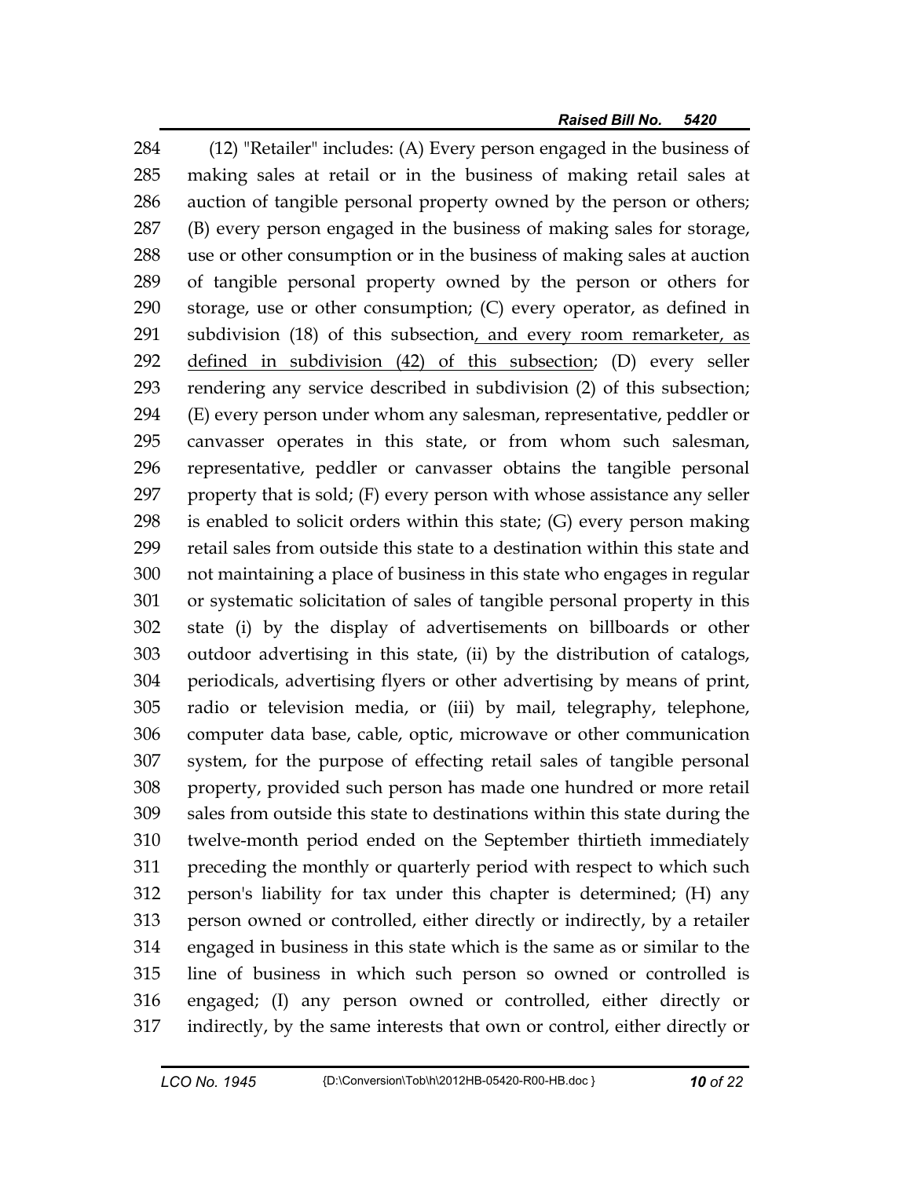(12) "Retailer" includes: (A) Every person engaged in the business of making sales at retail or in the business of making retail sales at auction of tangible personal property owned by the person or others; (B) every person engaged in the business of making sales for storage, use or other consumption or in the business of making sales at auction of tangible personal property owned by the person or others for storage, use or other consumption; (C) every operator, as defined in subdivision (18) of this subsection<u>, and every room remarketer, as defined in subdivision (42) of this subsection</u>; (D) every seller rendering any service described in subdivision (2) of this subsection; (E) every person under whom any salesman, representative, peddler or canvasser operates in this state, or from whom such salesman, representative, peddler or canvasser obtains the tangible personal property that is sold; (F) every person with whose assistance any seller is enabled to solicit orders within this state; (G) every person making retail sales from outside this state to a destination within this state and not maintaining a place of business in this state who engages in regular or systematic solicitation of sales of tangible personal property in this state (i) by the display of advertisements on billboards or other outdoor advertising in this state, (ii) by the distribution of catalogs, periodicals, advertising flyers or other advertising by means of print, radio or television media, or (iii) by mail, telegraphy, telephone, computer data base, cable, optic, microwave or other communication system, for the purpose of effecting retail sales of tangible personal property, provided such person has made one hundred or more retail sales from outside this state to destinations within this state during the twelve-month period ended on the September thirtieth immediately preceding the monthly or quarterly period with respect to which such person's liability for tax under this chapter is determined; (H) any person owned or controlled, either directly or indirectly, by a retailer engaged in business in this state which is the same as or similar to the line of business in which such person so owned or controlled is engaged; (I) any person owned or controlled, either directly or indirectly, by the same interests that own or control, either directly or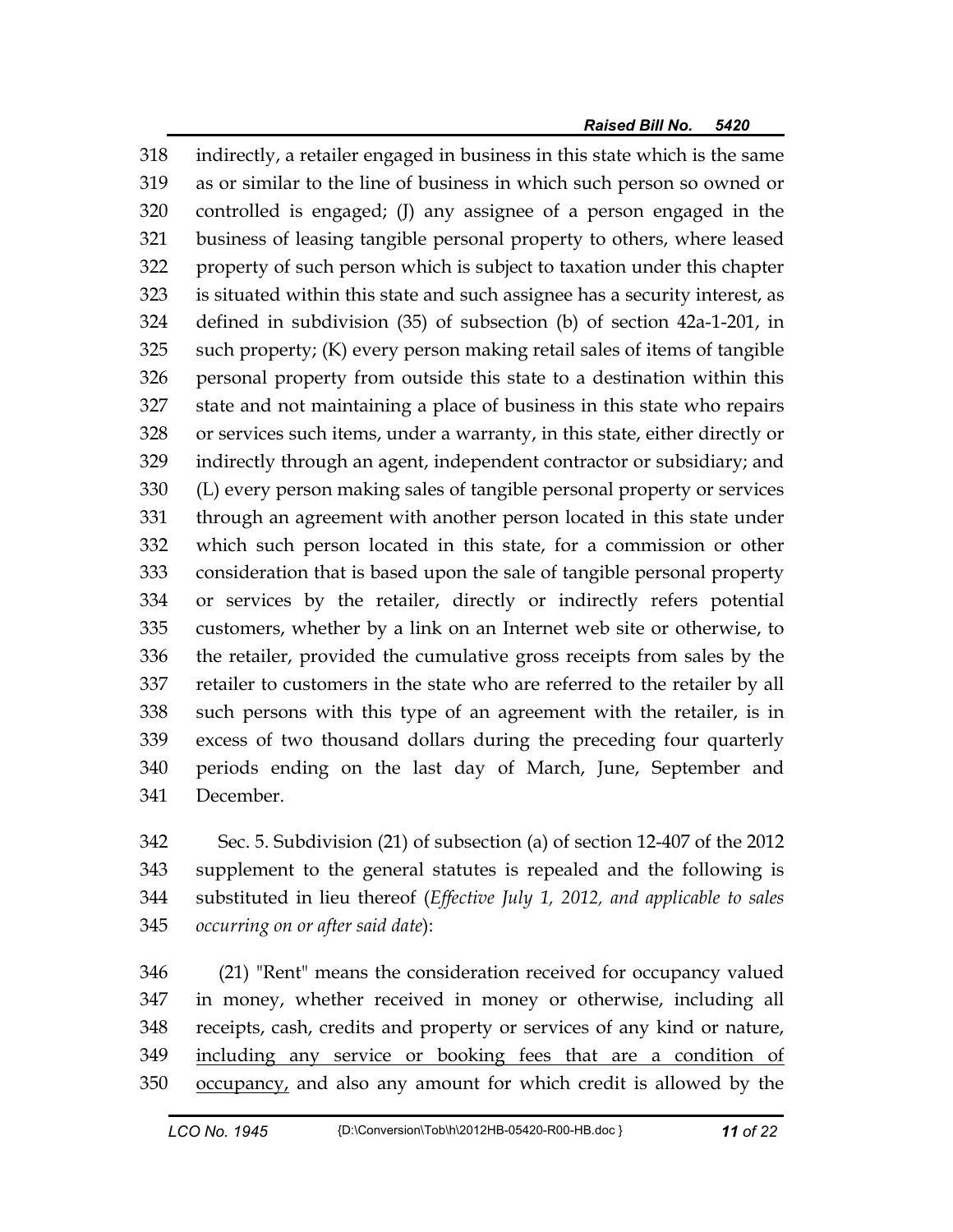318 indirectly, a retailer engaged in business in this state which is the same
319 as or similar to the line of business in which such person so owned or
320 controlled is engaged; (J) any assignee of a person engaged in the
321 business of leasing tangible personal property to others, where leased
322 property of such person which is subject to taxation under this chapter
323 is situated within this state and such assignee has a security interest, as
324 defined in subdivision (35) of subsection (b) of section 42a-1-201, in
325 such property; (K) every person making retail sales of items of tangible
326 personal property from outside this state to a destination within this
327 state and not maintaining a place of business in this state who repairs
328 or services such items, under a warranty, in this state, either directly or
329 indirectly through an agent, independent contractor or subsidiary; and
330 (L) every person making sales of tangible personal property or services
331 through an agreement with another person located in this state under
332 which such person located in this state, for a commission or other
333 consideration that is based upon the sale of tangible personal property
334 or services by the retailer, directly or indirectly refers potential
335 customers, whether by a link on an Internet web site or otherwise, to
336 the retailer, provided the cumulative gross receipts from sales by the
337 retailer to customers in the state who are referred to the retailer by all
338 such persons with this type of an agreement with the retailer, is in
339 excess of two thousand dollars during the preceding four quarterly
340 periods ending on the last day of March, June, September and
341 December.

342 Sec. 5. Subdivision (21) of subsection (a) of section 12-407 of the 2012
343 supplement to the general statutes is repealed and the following is
344 substituted in lieu thereof (*Effective July 1, 2012, and applicable to sales*
345 *occurring on or after said date*):

346 (21) "Rent" means the consideration received for occupancy valued
347 in money, whether received in money or otherwise, including all
348 receipts, cash, credits and property or services of any kind or nature,
349 <u>including any service or booking fees that are a condition of</u>
350 <u>occupancy,</u> and also any amount for which credit is allowed by the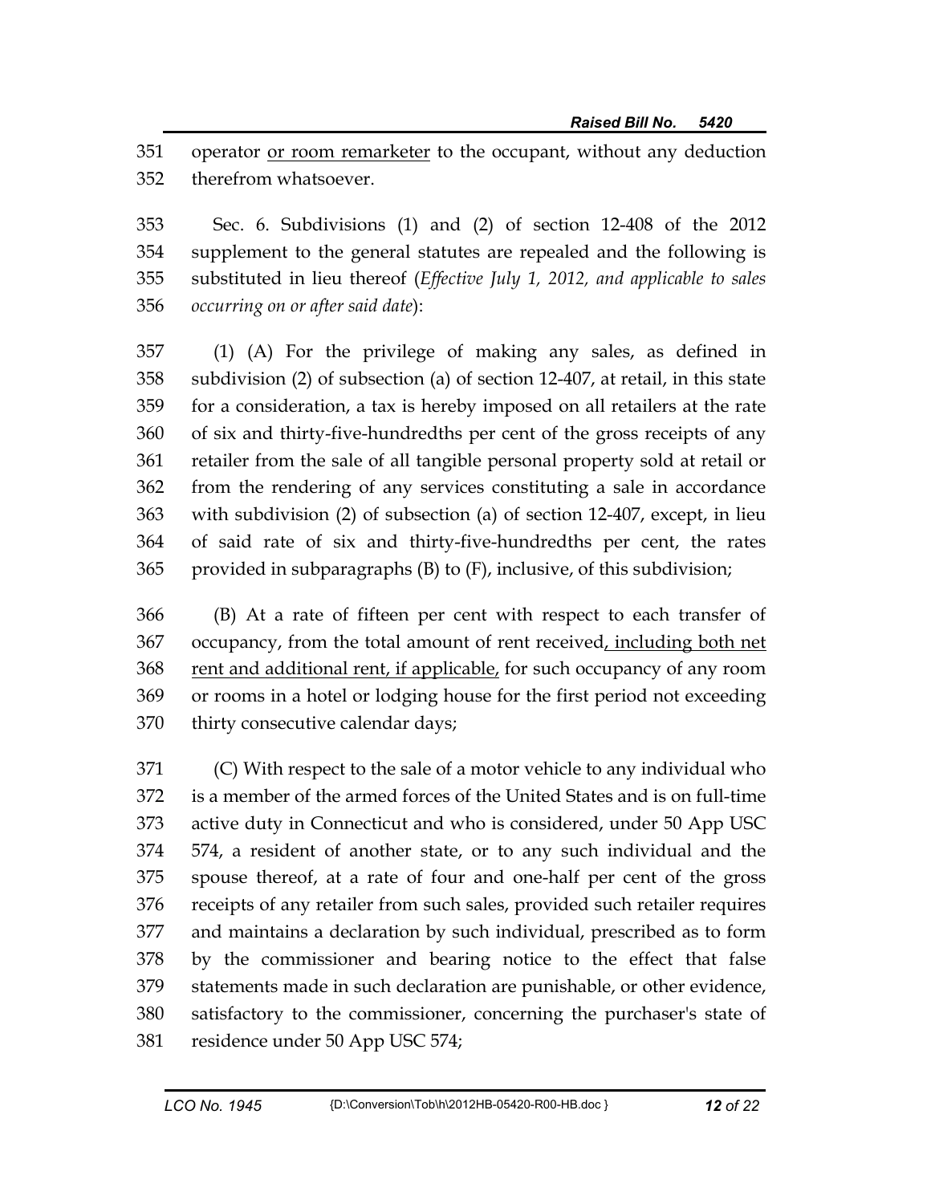operator <u>or room remarketer</u> to the occupant, without any deduction therefrom whatsoever.

Sec. 6. Subdivisions (1) and (2) of section 12-408 of the 2012 supplement to the general statutes are repealed and the following is substituted in lieu thereof (*Effective July 1, 2012, and applicable to sales occurring on or after said date*):

(1) (A) For the privilege of making any sales, as defined in subdivision (2) of subsection (a) of section 12-407, at retail, in this state for a consideration, a tax is hereby imposed on all retailers at the rate of six and thirty-five-hundredths per cent of the gross receipts of any retailer from the sale of all tangible personal property sold at retail or from the rendering of any services constituting a sale in accordance with subdivision (2) of subsection (a) of section 12-407, except, in lieu of said rate of six and thirty-five-hundredths per cent, the rates provided in subparagraphs (B) to (F), inclusive, of this subdivision;

(B) At a rate of fifteen per cent with respect to each transfer of occupancy, from the total amount of rent received<u>, including both net rent and additional rent, if applicable,</u> for such occupancy of any room or rooms in a hotel or lodging house for the first period not exceeding thirty consecutive calendar days;

(C) With respect to the sale of a motor vehicle to any individual who is a member of the armed forces of the United States and is on full-time active duty in Connecticut and who is considered, under 50 App USC 574, a resident of another state, or to any such individual and the spouse thereof, at a rate of four and one-half per cent of the gross receipts of any retailer from such sales, provided such retailer requires and maintains a declaration by such individual, prescribed as to form by the commissioner and bearing notice to the effect that false statements made in such declaration are punishable, or other evidence, satisfactory to the commissioner, concerning the purchaser's state of residence under 50 App USC 574;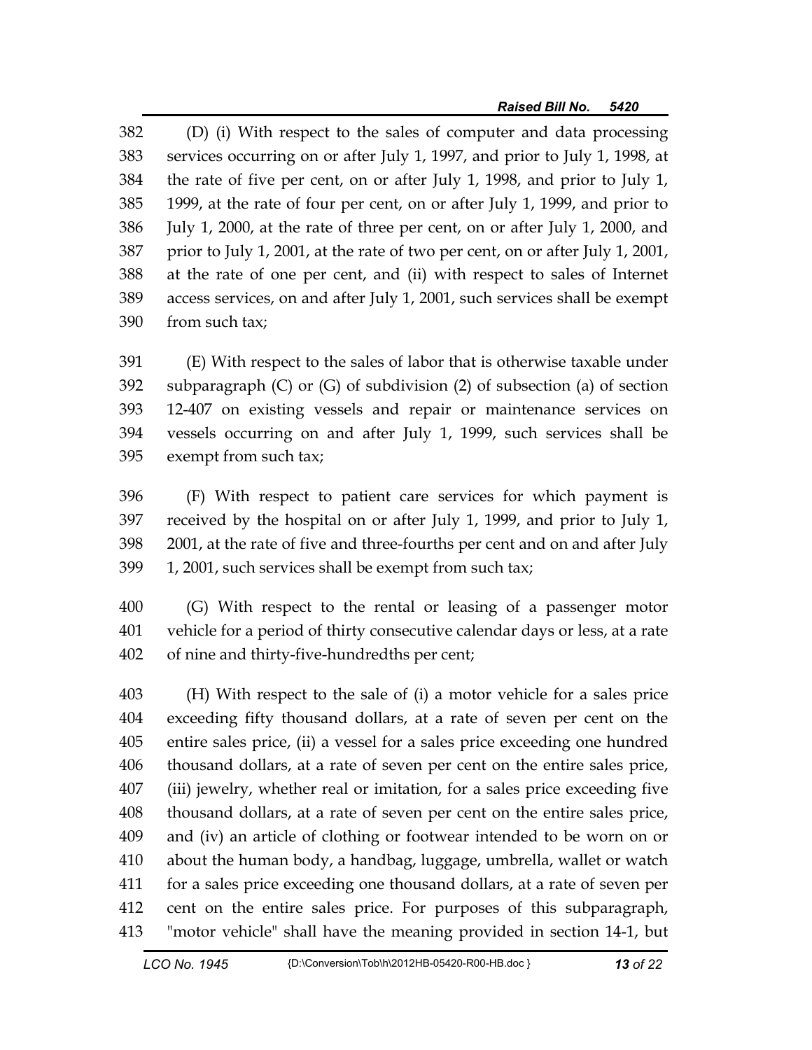(D) (i) With respect to the sales of computer and data processing services occurring on or after July 1, 1997, and prior to July 1, 1998, at the rate of five per cent, on or after July 1, 1998, and prior to July 1, 1999, at the rate of four per cent, on or after July 1, 1999, and prior to July 1, 2000, at the rate of three per cent, on or after July 1, 2000, and prior to July 1, 2001, at the rate of two per cent, on or after July 1, 2001, at the rate of one per cent, and (ii) with respect to sales of Internet access services, on and after July 1, 2001, such services shall be exempt from such tax;

(E) With respect to the sales of labor that is otherwise taxable under subparagraph (C) or (G) of subdivision (2) of subsection (a) of section 12-407 on existing vessels and repair or maintenance services on vessels occurring on and after July 1, 1999, such services shall be exempt from such tax;

(F) With respect to patient care services for which payment is received by the hospital on or after July 1, 1999, and prior to July 1, 2001, at the rate of five and three-fourths per cent and on and after July 1, 2001, such services shall be exempt from such tax;

(G) With respect to the rental or leasing of a passenger motor vehicle for a period of thirty consecutive calendar days or less, at a rate of nine and thirty-five-hundredths per cent;

(H) With respect to the sale of (i) a motor vehicle for a sales price exceeding fifty thousand dollars, at a rate of seven per cent on the entire sales price, (ii) a vessel for a sales price exceeding one hundred thousand dollars, at a rate of seven per cent on the entire sales price, (iii) jewelry, whether real or imitation, for a sales price exceeding five thousand dollars, at a rate of seven per cent on the entire sales price, and (iv) an article of clothing or footwear intended to be worn on or about the human body, a handbag, luggage, umbrella, wallet or watch for a sales price exceeding one thousand dollars, at a rate of seven per cent on the entire sales price. For purposes of this subparagraph, "motor vehicle" shall have the meaning provided in section 14-1, but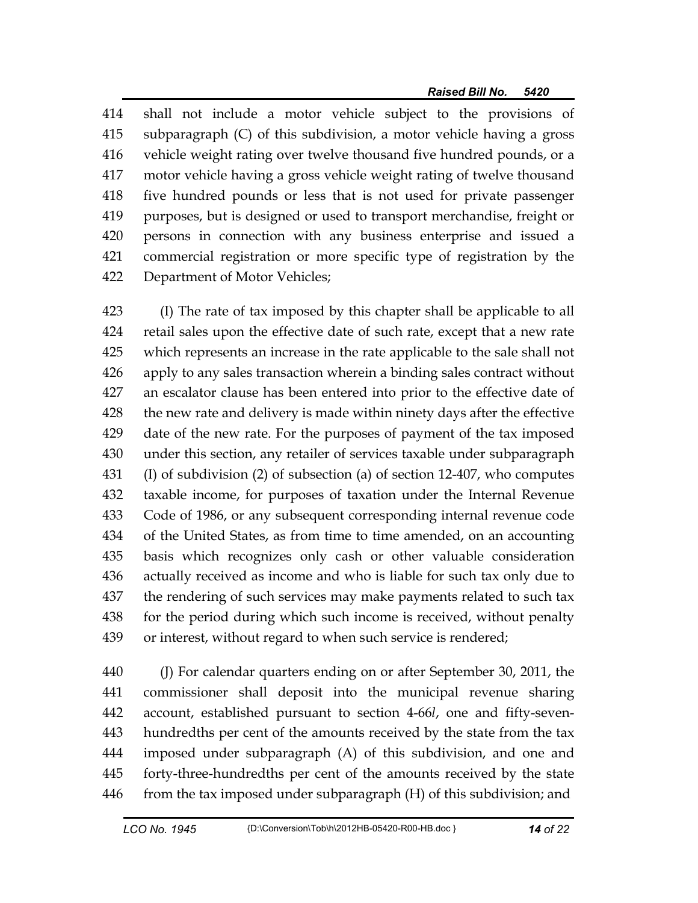414 shall not include a motor vehicle subject to the provisions of
415 subparagraph (C) of this subdivision, a motor vehicle having a gross
416 vehicle weight rating over twelve thousand five hundred pounds, or a
417 motor vehicle having a gross vehicle weight rating of twelve thousand
418 five hundred pounds or less that is not used for private passenger
419 purposes, but is designed or used to transport merchandise, freight or
420 persons in connection with any business enterprise and issued a
421 commercial registration or more specific type of registration by the
422 Department of Motor Vehicles;

423 (I) The rate of tax imposed by this chapter shall be applicable to all
424 retail sales upon the effective date of such rate, except that a new rate
425 which represents an increase in the rate applicable to the sale shall not
426 apply to any sales transaction wherein a binding sales contract without
427 an escalator clause has been entered into prior to the effective date of
428 the new rate and delivery is made within ninety days after the effective
429 date of the new rate. For the purposes of payment of the tax imposed
430 under this section, any retailer of services taxable under subparagraph
431 (I) of subdivision (2) of subsection (a) of section 12-407, who computes
432 taxable income, for purposes of taxation under the Internal Revenue
433 Code of 1986, or any subsequent corresponding internal revenue code
434 of the United States, as from time to time amended, on an accounting
435 basis which recognizes only cash or other valuable consideration
436 actually received as income and who is liable for such tax only due to
437 the rendering of such services may make payments related to such tax
438 for the period during which such income is received, without penalty
439 or interest, without regard to when such service is rendered;

440 (J) For calendar quarters ending on or after September 30, 2011, the
441 commissioner shall deposit into the municipal revenue sharing
442 account, established pursuant to section 4-66*l*, one and fifty-seven-
443 hundredths per cent of the amounts received by the state from the tax
444 imposed under subparagraph (A) of this subdivision, and one and
445 forty-three-hundredths per cent of the amounts received by the state
446 from the tax imposed under subparagraph (H) of this subdivision; and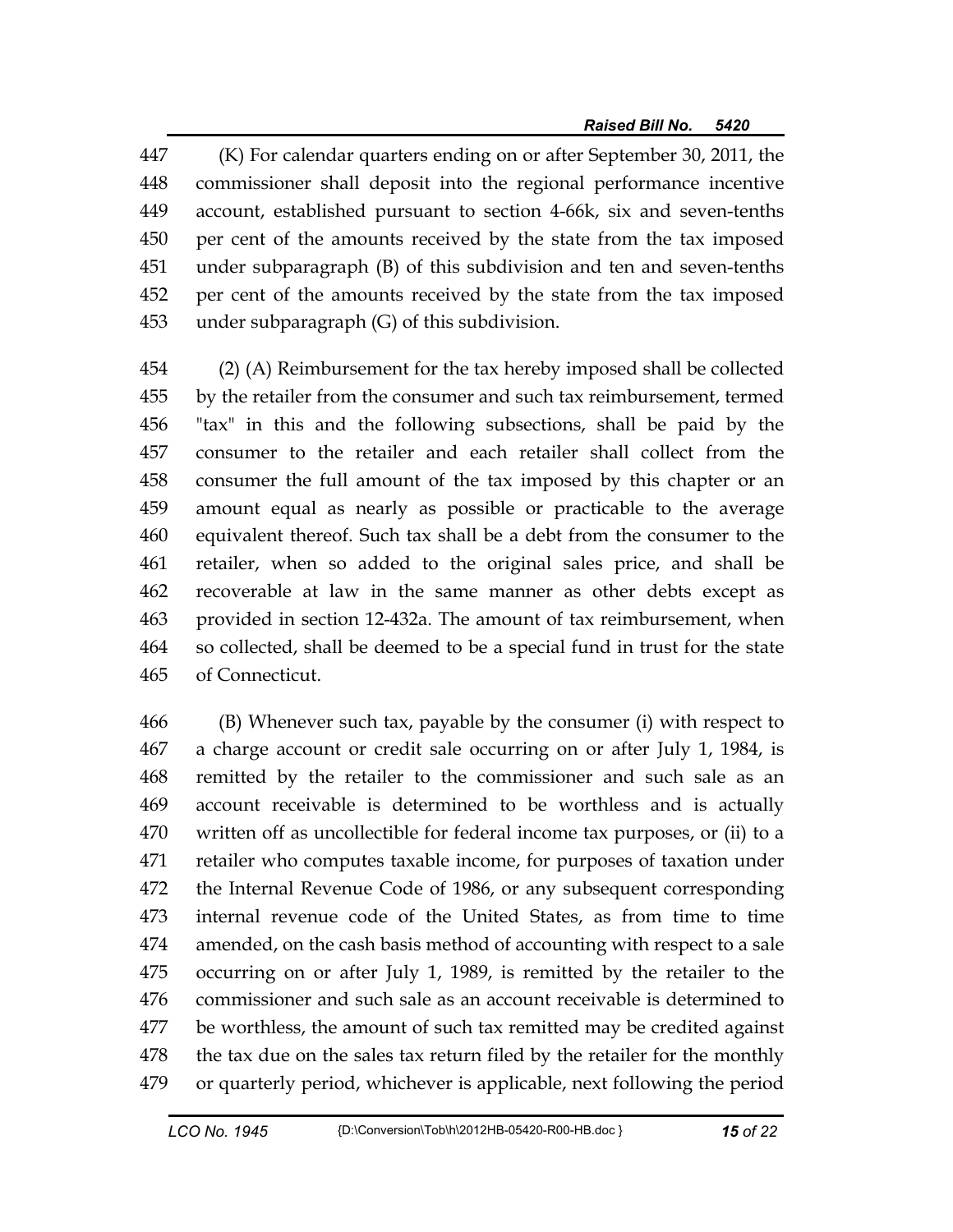447 (K) For calendar quarters ending on or after September 30, 2011, the
448 commissioner shall deposit into the regional performance incentive
449 account, established pursuant to section 4-66k, six and seven-tenths
450 per cent of the amounts received by the state from the tax imposed
451 under subparagraph (B) of this subdivision and ten and seven-tenths
452 per cent of the amounts received by the state from the tax imposed
453 under subparagraph (G) of this subdivision.

454 (2) (A) Reimbursement for the tax hereby imposed shall be collected
455 by the retailer from the consumer and such tax reimbursement, termed
456 "tax" in this and the following subsections, shall be paid by the
457 consumer to the retailer and each retailer shall collect from the
458 consumer the full amount of the tax imposed by this chapter or an
459 amount equal as nearly as possible or practicable to the average
460 equivalent thereof. Such tax shall be a debt from the consumer to the
461 retailer, when so added to the original sales price, and shall be
462 recoverable at law in the same manner as other debts except as
463 provided in section 12-432a. The amount of tax reimbursement, when
464 so collected, shall be deemed to be a special fund in trust for the state
465 of Connecticut.

466 (B) Whenever such tax, payable by the consumer (i) with respect to
467 a charge account or credit sale occurring on or after July 1, 1984, is
468 remitted by the retailer to the commissioner and such sale as an
469 account receivable is determined to be worthless and is actually
470 written off as uncollectible for federal income tax purposes, or (ii) to a
471 retailer who computes taxable income, for purposes of taxation under
472 the Internal Revenue Code of 1986, or any subsequent corresponding
473 internal revenue code of the United States, as from time to time
474 amended, on the cash basis method of accounting with respect to a sale
475 occurring on or after July 1, 1989, is remitted by the retailer to the
476 commissioner and such sale as an account receivable is determined to
477 be worthless, the amount of such tax remitted may be credited against
478 the tax due on the sales tax return filed by the retailer for the monthly
479 or quarterly period, whichever is applicable, next following the period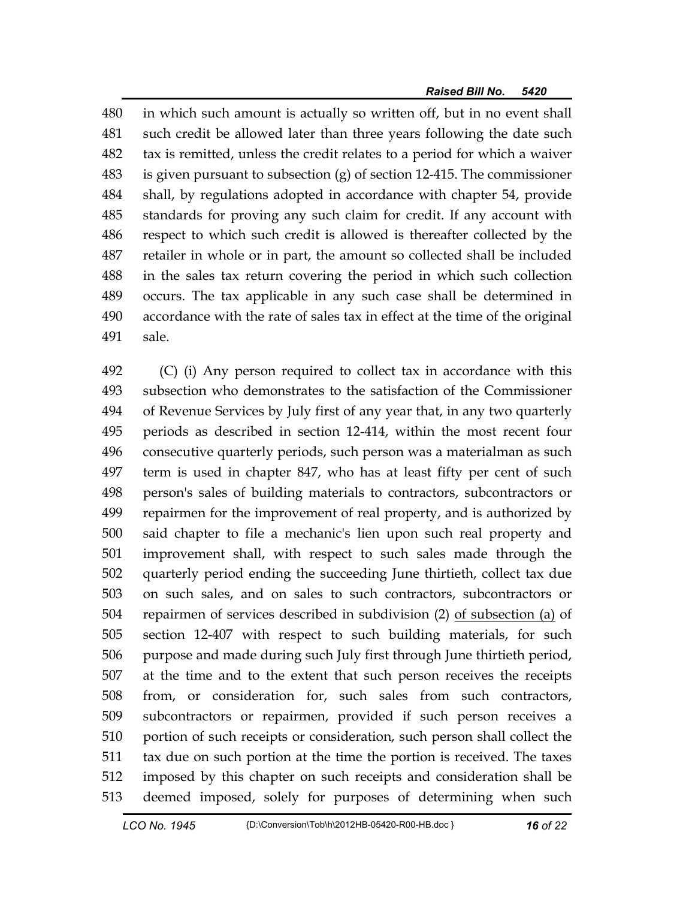480 in which such amount is actually so written off, but in no event shall
481 such credit be allowed later than three years following the date such
482 tax is remitted, unless the credit relates to a period for which a waiver
483 is given pursuant to subsection (g) of section 12-415. The commissioner
484 shall, by regulations adopted in accordance with chapter 54, provide
485 standards for proving any such claim for credit. If any account with
486 respect to which such credit is allowed is thereafter collected by the
487 retailer in whole or in part, the amount so collected shall be included
488 in the sales tax return covering the period in which such collection
489 occurs. The tax applicable in any such case shall be determined in
490 accordance with the rate of sales tax in effect at the time of the original
491 sale.

492 (C) (i) Any person required to collect tax in accordance with this
493 subsection who demonstrates to the satisfaction of the Commissioner
494 of Revenue Services by July first of any year that, in any two quarterly
495 periods as described in section 12-414, within the most recent four
496 consecutive quarterly periods, such person was a materialman as such
497 term is used in chapter 847, who has at least fifty per cent of such
498 person's sales of building materials to contractors, subcontractors or
499 repairmen for the improvement of real property, and is authorized by
500 said chapter to file a mechanic's lien upon such real property and
501 improvement shall, with respect to such sales made through the
502 quarterly period ending the succeeding June thirtieth, collect tax due
503 on such sales, and on sales to such contractors, subcontractors or
504 repairmen of services described in subdivision (2) <u>of subsection (a)</u> of
505 section 12-407 with respect to such building materials, for such
506 purpose and made during such July first through June thirtieth period,
507 at the time and to the extent that such person receives the receipts
508 from, or consideration for, such sales from such contractors,
509 subcontractors or repairmen, provided if such person receives a
510 portion of such receipts or consideration, such person shall collect the
511 tax due on such portion at the time the portion is received. The taxes
512 imposed by this chapter on such receipts and consideration shall be
513 deemed imposed, solely for purposes of determining when such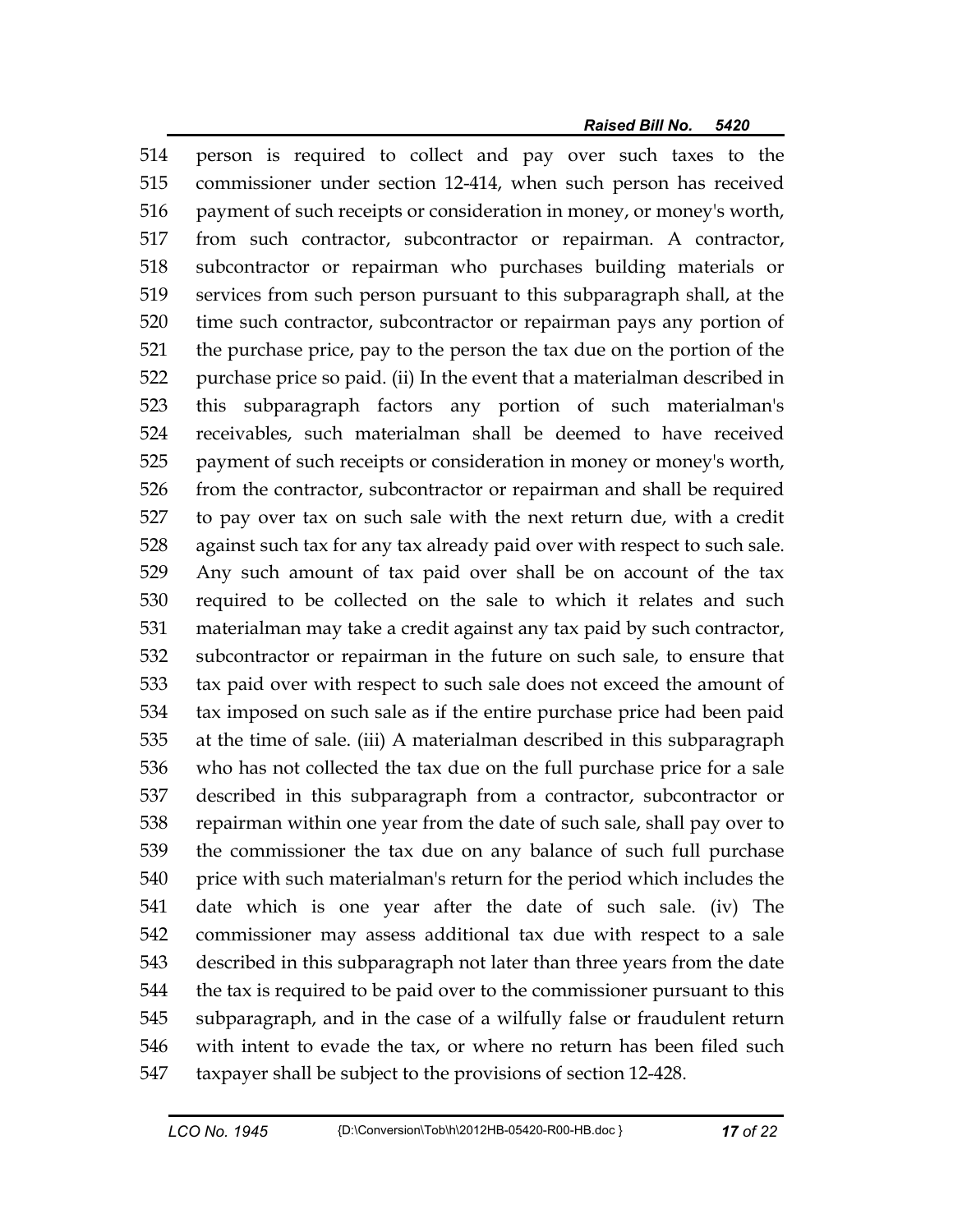person is required to collect and pay over such taxes to the commissioner under section 12-414, when such person has received payment of such receipts or consideration in money, or money's worth, from such contractor, subcontractor or repairman. A contractor, subcontractor or repairman who purchases building materials or services from such person pursuant to this subparagraph shall, at the time such contractor, subcontractor or repairman pays any portion of the purchase price, pay to the person the tax due on the portion of the purchase price so paid. (ii) In the event that a materialman described in this subparagraph factors any portion of such materialman's receivables, such materialman shall be deemed to have received payment of such receipts or consideration in money or money's worth, from the contractor, subcontractor or repairman and shall be required to pay over tax on such sale with the next return due, with a credit against such tax for any tax already paid over with respect to such sale. Any such amount of tax paid over shall be on account of the tax required to be collected on the sale to which it relates and such materialman may take a credit against any tax paid by such contractor, subcontractor or repairman in the future on such sale, to ensure that tax paid over with respect to such sale does not exceed the amount of tax imposed on such sale as if the entire purchase price had been paid at the time of sale. (iii) A materialman described in this subparagraph who has not collected the tax due on the full purchase price for a sale described in this subparagraph from a contractor, subcontractor or repairman within one year from the date of such sale, shall pay over to the commissioner the tax due on any balance of such full purchase price with such materialman's return for the period which includes the date which is one year after the date of such sale. (iv) The commissioner may assess additional tax due with respect to a sale described in this subparagraph not later than three years from the date the tax is required to be paid over to the commissioner pursuant to this subparagraph, and in the case of a wilfully false or fraudulent return with intent to evade the tax, or where no return has been filed such taxpayer shall be subject to the provisions of section 12-428.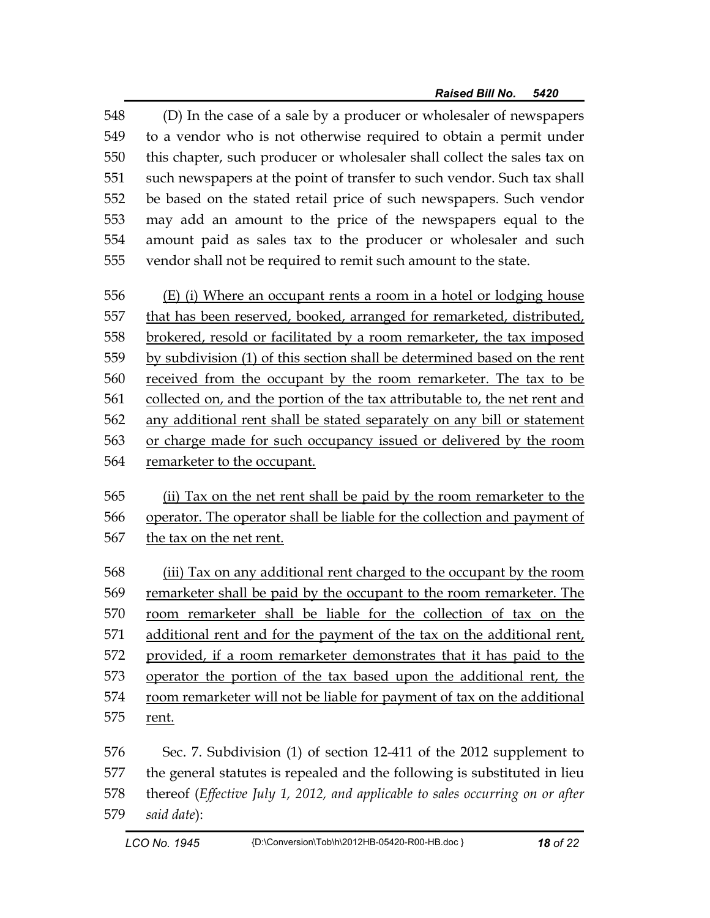548 (D) In the case of a sale by a producer or wholesaler of newspapers
549 to a vendor who is not otherwise required to obtain a permit under
550 this chapter, such producer or wholesaler shall collect the sales tax on
551 such newspapers at the point of transfer to such vendor. Such tax shall
552 be based on the stated retail price of such newspapers. Such vendor
553 may add an amount to the price of the newspapers equal to the
554 amount paid as sales tax to the producer or wholesaler and such
555 vendor shall not be required to remit such amount to the state.

556 <u>(E) (i) Where an occupant rents a room in a hotel or lodging house</u>
557 <u>that has been reserved, booked, arranged for remarketed, distributed,</u>
558 <u>brokered, resold or facilitated by a room remarketer, the tax imposed</u>
559 <u>by subdivision (1) of this section shall be determined based on the rent</u>
560 <u>received from the occupant by the room remarketer. The tax to be</u>
561 <u>collected on, and the portion of the tax attributable to, the net rent and</u>
562 <u>any additional rent shall be stated separately on any bill or statement</u>
563 <u>or charge made for such occupancy issued or delivered by the room</u>
564 <u>remarketer to the occupant.</u>

565 <u>(ii) Tax on the net rent shall be paid by the room remarketer to the</u>
566 <u>operator. The operator shall be liable for the collection and payment of</u>
567 <u>the tax on the net rent.</u>

568 <u>(iii) Tax on any additional rent charged to the occupant by the room</u>
569 <u>remarketer shall be paid by the occupant to the room remarketer. The</u>
570 <u>room remarketer shall be liable for the collection of tax on the</u>
571 <u>additional rent and for the payment of the tax on the additional rent,</u>
572 <u>provided, if a room remarketer demonstrates that it has paid to the</u>
573 <u>operator the portion of the tax based upon the additional rent, the</u>
574 <u>room remarketer will not be liable for payment of tax on the additional</u>
575 <u>rent.</u>

576 Sec. 7. Subdivision (1) of section 12-411 of the 2012 supplement to
577 the general statutes is repealed and the following is substituted in lieu
578 thereof (*Effective July 1, 2012, and applicable to sales occurring on or after*
579 *said date*):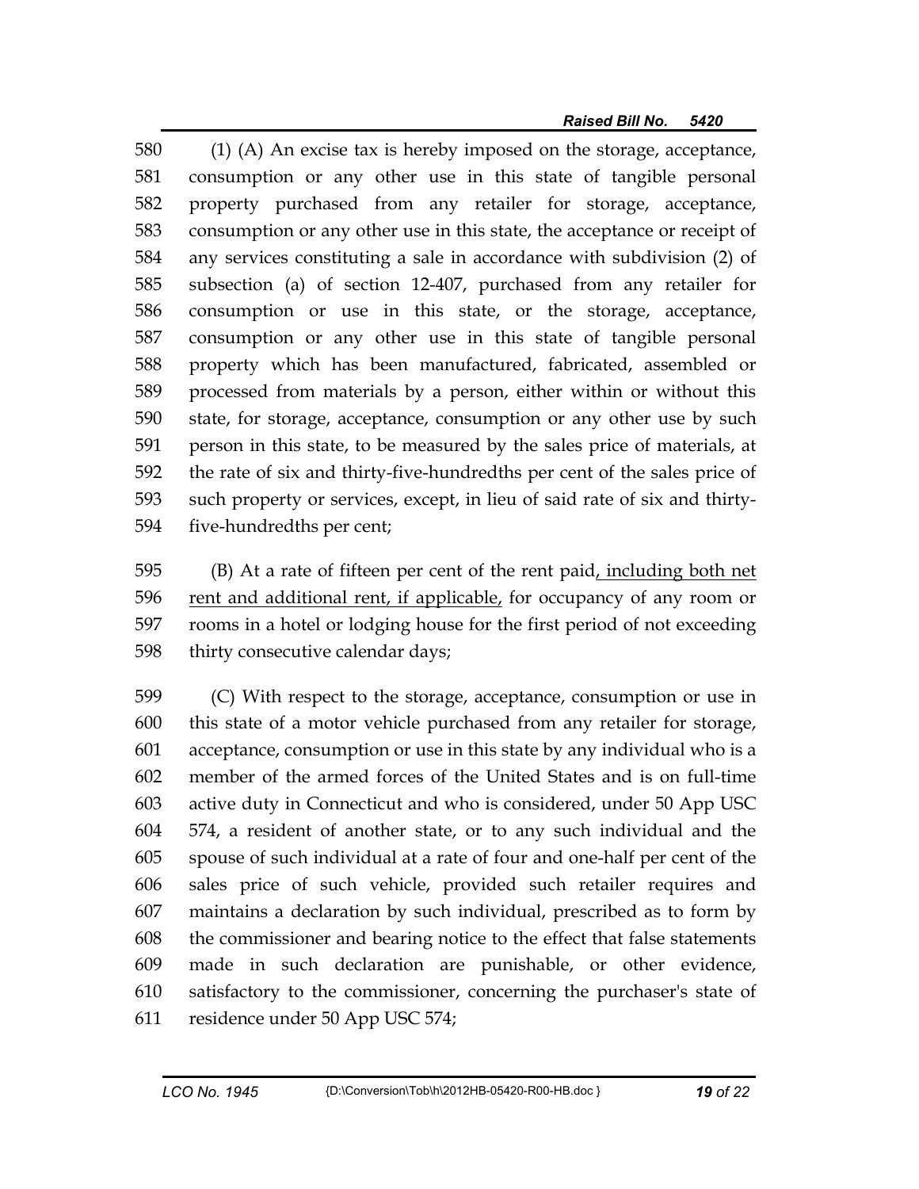(1) (A) An excise tax is hereby imposed on the storage, acceptance, consumption or any other use in this state of tangible personal property purchased from any retailer for storage, acceptance, consumption or any other use in this state, the acceptance or receipt of any services constituting a sale in accordance with subdivision (2) of subsection (a) of section 12-407, purchased from any retailer for consumption or use in this state, or the storage, acceptance, consumption or any other use in this state of tangible personal property which has been manufactured, fabricated, assembled or processed from materials by a person, either within or without this state, for storage, acceptance, consumption or any other use by such person in this state, to be measured by the sales price of materials, at the rate of six and thirty-five-hundredths per cent of the sales price of such property or services, except, in lieu of said rate of six and thirty-five-hundredths per cent;

(B) At a rate of fifteen per cent of the rent paid<u>, including both net rent and additional rent, if applicable,</u> for occupancy of any room or rooms in a hotel or lodging house for the first period of not exceeding thirty consecutive calendar days;

(C) With respect to the storage, acceptance, consumption or use in this state of a motor vehicle purchased from any retailer for storage, acceptance, consumption or use in this state by any individual who is a member of the armed forces of the United States and is on full-time active duty in Connecticut and who is considered, under 50 App USC 574, a resident of another state, or to any such individual and the spouse of such individual at a rate of four and one-half per cent of the sales price of such vehicle, provided such retailer requires and maintains a declaration by such individual, prescribed as to form by the commissioner and bearing notice to the effect that false statements made in such declaration are punishable, or other evidence, satisfactory to the commissioner, concerning the purchaser's state of residence under 50 App USC 574;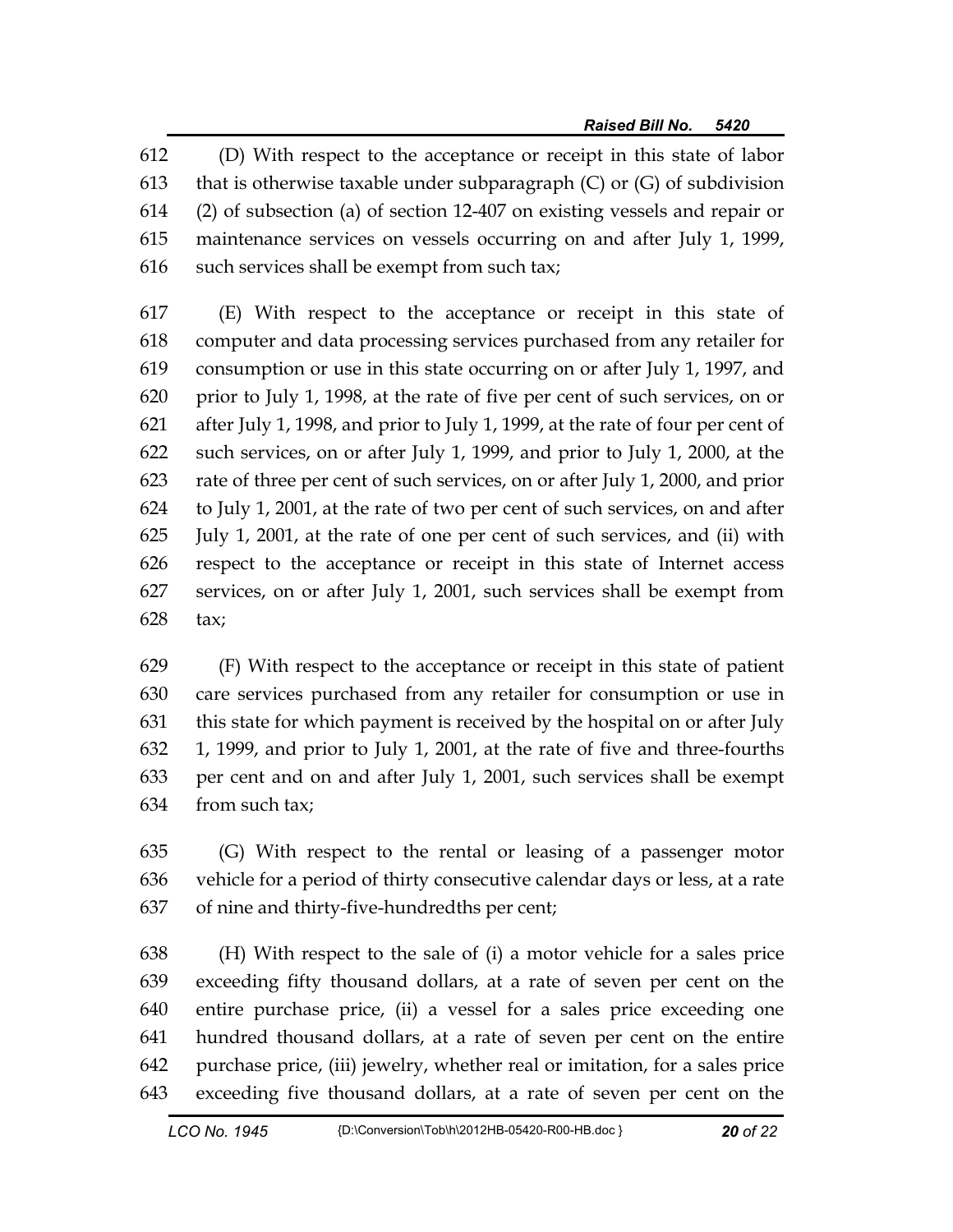612 (D) With respect to the acceptance or receipt in this state of labor
613 that is otherwise taxable under subparagraph (C) or (G) of subdivision
614 (2) of subsection (a) of section 12-407 on existing vessels and repair or
615 maintenance services on vessels occurring on and after July 1, 1999,
616 such services shall be exempt from such tax;

617 (E) With respect to the acceptance or receipt in this state of
618 computer and data processing services purchased from any retailer for
619 consumption or use in this state occurring on or after July 1, 1997, and
620 prior to July 1, 1998, at the rate of five per cent of such services, on or
621 after July 1, 1998, and prior to July 1, 1999, at the rate of four per cent of
622 such services, on or after July 1, 1999, and prior to July 1, 2000, at the
623 rate of three per cent of such services, on or after July 1, 2000, and prior
624 to July 1, 2001, at the rate of two per cent of such services, on and after
625 July 1, 2001, at the rate of one per cent of such services, and (ii) with
626 respect to the acceptance or receipt in this state of Internet access
627 services, on or after July 1, 2001, such services shall be exempt from
628 tax;

629 (F) With respect to the acceptance or receipt in this state of patient
630 care services purchased from any retailer for consumption or use in
631 this state for which payment is received by the hospital on or after July
632 1, 1999, and prior to July 1, 2001, at the rate of five and three-fourths
633 per cent and on and after July 1, 2001, such services shall be exempt
634 from such tax;

635 (G) With respect to the rental or leasing of a passenger motor
636 vehicle for a period of thirty consecutive calendar days or less, at a rate
637 of nine and thirty-five-hundredths per cent;

638 (H) With respect to the sale of (i) a motor vehicle for a sales price
639 exceeding fifty thousand dollars, at a rate of seven per cent on the
640 entire purchase price, (ii) a vessel for a sales price exceeding one
641 hundred thousand dollars, at a rate of seven per cent on the entire
642 purchase price, (iii) jewelry, whether real or imitation, for a sales price
643 exceeding five thousand dollars, at a rate of seven per cent on the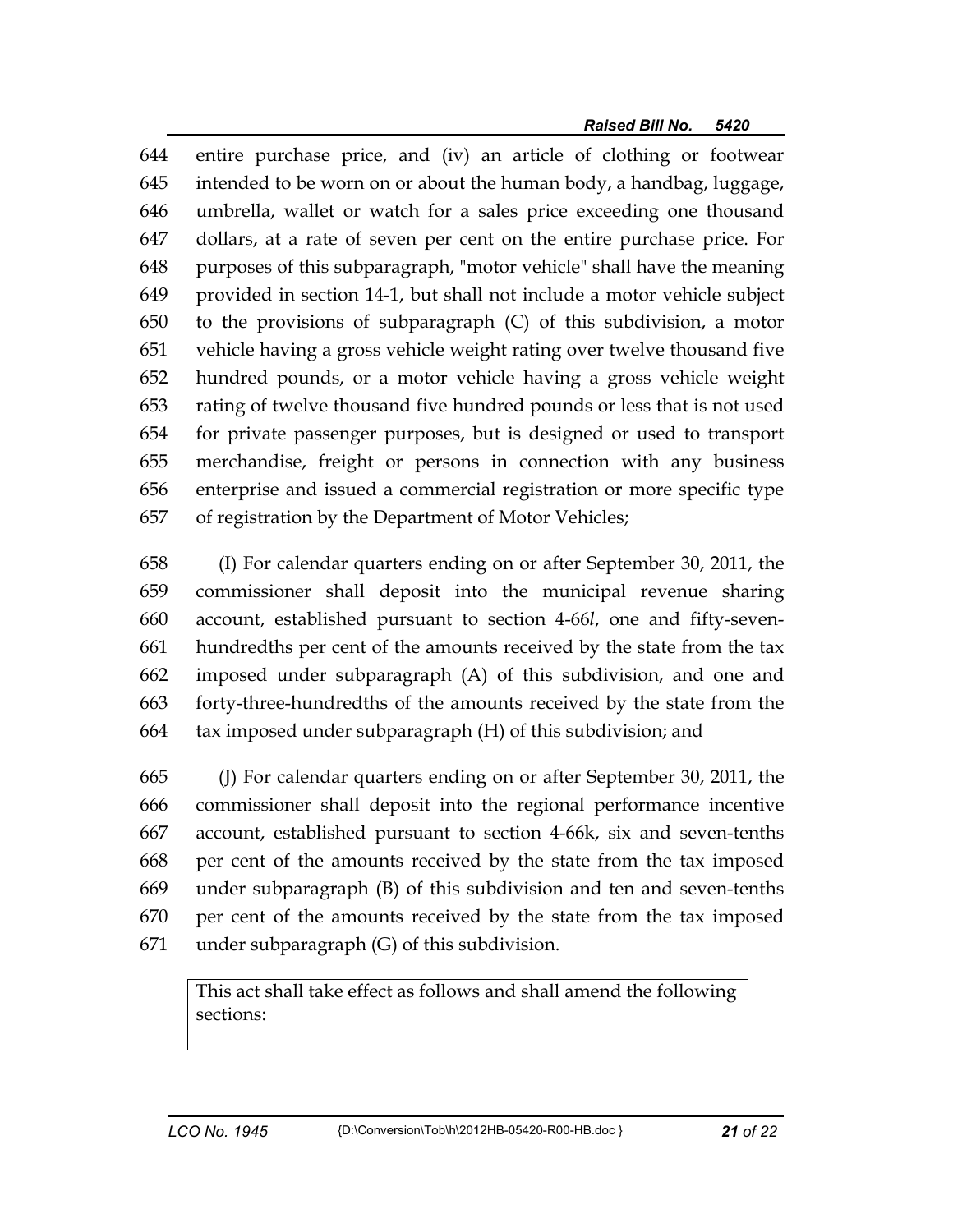entire purchase price, and (iv) an article of clothing or footwear intended to be worn on or about the human body, a handbag, luggage, umbrella, wallet or watch for a sales price exceeding one thousand dollars, at a rate of seven per cent on the entire purchase price. For purposes of this subparagraph, "motor vehicle" shall have the meaning provided in section 14-1, but shall not include a motor vehicle subject to the provisions of subparagraph (C) of this subdivision, a motor vehicle having a gross vehicle weight rating over twelve thousand five hundred pounds, or a motor vehicle having a gross vehicle weight rating of twelve thousand five hundred pounds or less that is not used for private passenger purposes, but is designed or used to transport merchandise, freight or persons in connection with any business enterprise and issued a commercial registration or more specific type of registration by the Department of Motor Vehicles;

(I) For calendar quarters ending on or after September 30, 2011, the commissioner shall deposit into the municipal revenue sharing account, established pursuant to section 4-66*l*, one and fifty-seven-hundredths per cent of the amounts received by the state from the tax imposed under subparagraph (A) of this subdivision, and one and forty-three-hundredths of the amounts received by the state from the tax imposed under subparagraph (H) of this subdivision; and

(J) For calendar quarters ending on or after September 30, 2011, the commissioner shall deposit into the regional performance incentive account, established pursuant to section 4-66k, six and seven-tenths per cent of the amounts received by the state from the tax imposed under subparagraph (B) of this subdivision and ten and seven-tenths per cent of the amounts received by the state from the tax imposed under subparagraph (G) of this subdivision.

| This act shall take effect as follows and shall amend the following sections: |
| --- |
| |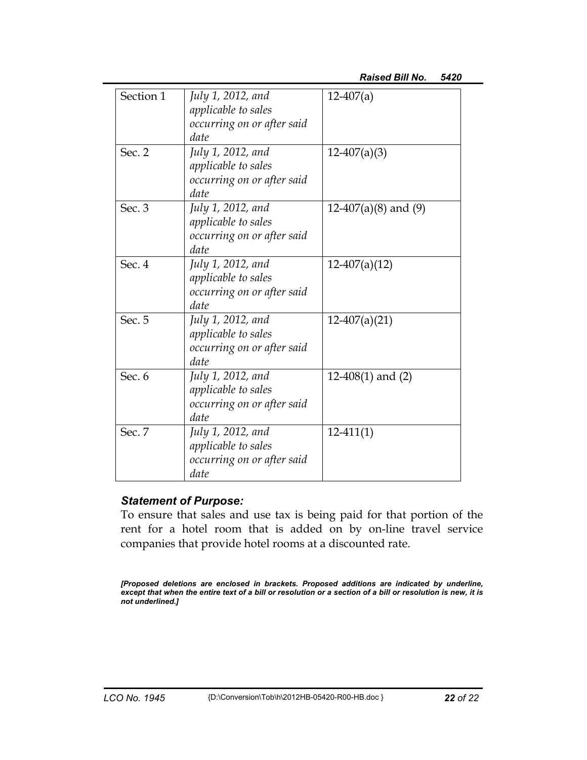| | | |
|---|---|---|
| Section 1 | *July 1, 2012, and applicable to sales occurring on or after said date* | 12-407(a) |
| Sec. 2 | *July 1, 2012, and applicable to sales occurring on or after said date* | 12-407(a)(3) |
| Sec. 3 | *July 1, 2012, and applicable to sales occurring on or after said date* | 12-407(a)(8) and (9) |
| Sec. 4 | *July 1, 2012, and applicable to sales occurring on or after said date* | 12-407(a)(12) |
| Sec. 5 | *July 1, 2012, and applicable to sales occurring on or after said date* | 12-407(a)(21) |
| Sec. 6 | *July 1, 2012, and applicable to sales occurring on or after said date* | 12-408(1) and (2) |
| Sec. 7 | *July 1, 2012, and applicable to sales occurring on or after said date* | 12-411(1) |

### *Statement of Purpose:*

To ensure that sales and use tax is being paid for that portion of the rent for a hotel room that is added on by on-line travel service companies that provide hotel rooms at a discounted rate.

***[Proposed deletions are enclosed in brackets. Proposed additions are indicated by underline, except that when the entire text of a bill or resolution or a section of a bill or resolution is new, it is not underlined.]***